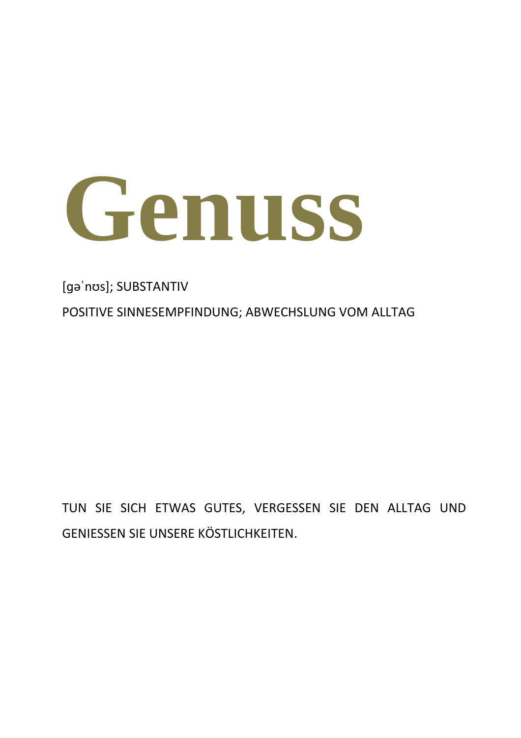# Genuss

[ɡəˈnʊs]; SUBSTANTIV

POSITIVE SINNESEMPFINDUNG; ABWECHSLUNG VOM ALLTAG

TUN SIE SICH ETWAS GUTES, VERGESSEN SIE DEN ALLTAG UND GENIESSEN SIE UNSERE KÖSTLICHKEITEN.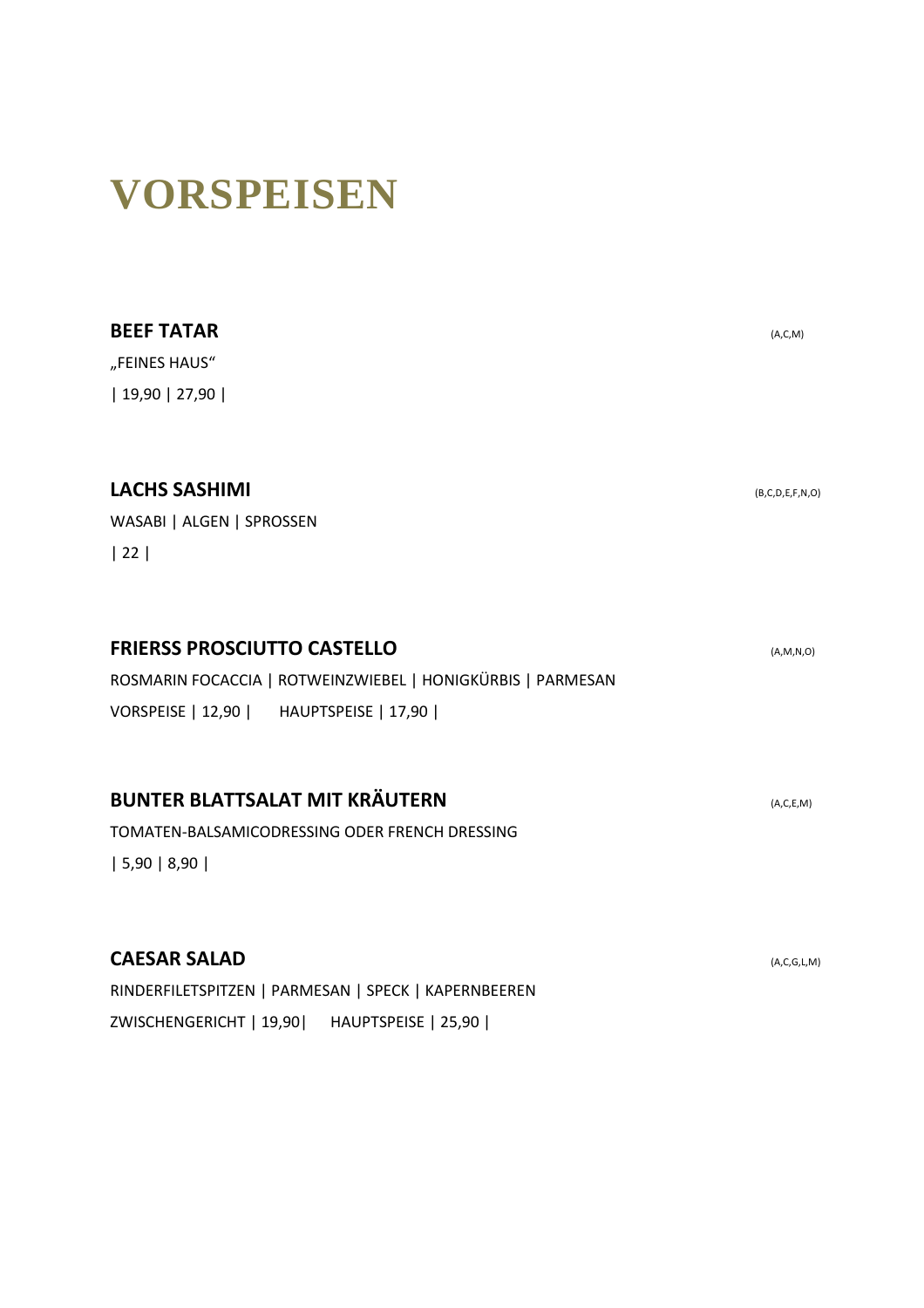# VORSPEISEN

**BEEF TATAR** (A,C,M)

„FEINES HAUS"

| 19,90 | 27,90 |

**LACHS SASHIMI** (B,C,D,E,F,N,O)

WASABI | ALGEN | SPROSSEN

| 22 |

**FRIERSS PROSCIUTTO CASTELLO** (A,M,N,O)

ROSMARIN FOCACCIA | ROTWEINZWIEBEL | HONIGKÜRBIS | PARMESAN

VORSPEISE | 12,90 | HAUPTSPEISE | 17,90 |

**BUNTER BLATTSALAT MIT KRÄUTERN** (A,C,E,M)

TOMATEN-BALSAMICODRESSING ODER FRENCH DRESSING

| 5,90 | 8,90 |

**CAESAR SALAD** (A,C,G,L,M)

RINDERFILETSPITZEN | PARMESAN | SPECK | KAPERNBEEREN

ZWISCHENGERICHT | 19,90| HAUPTSPEISE | 25,90 |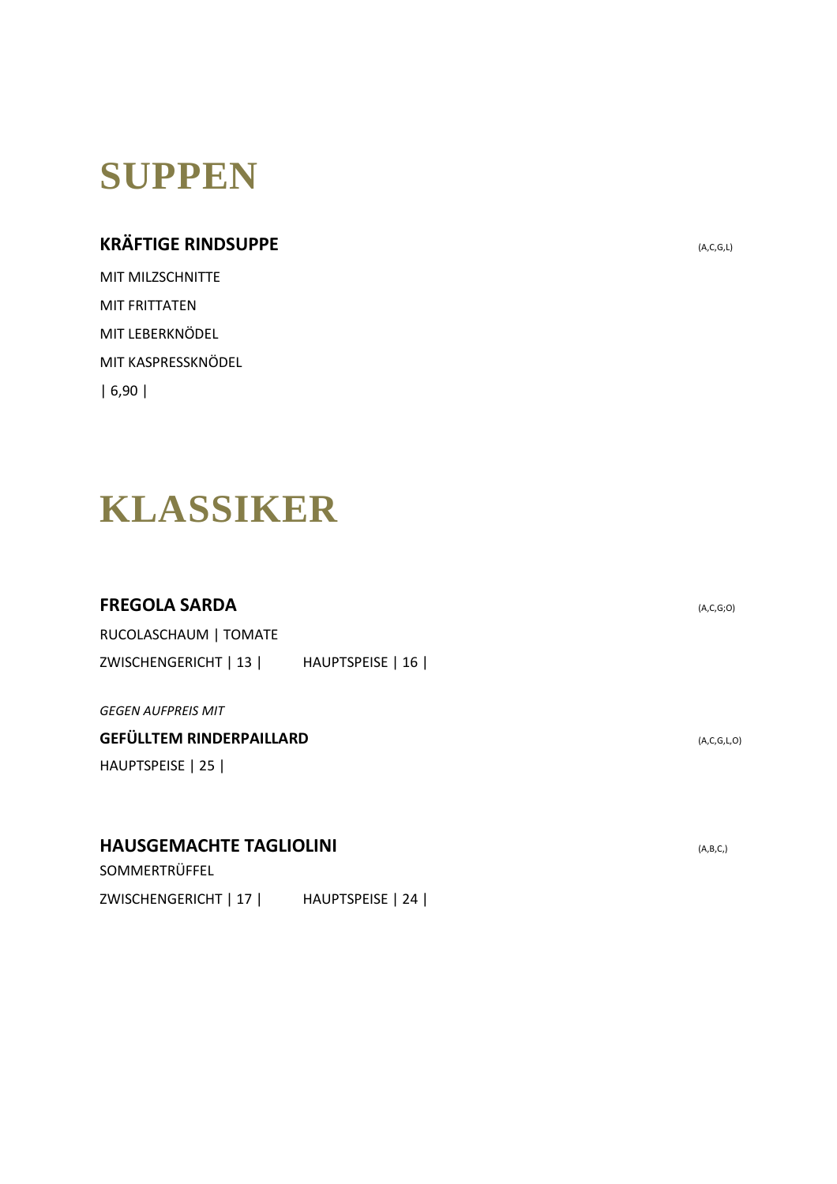# SUPPEN

**KRÄFTIGE RINDSUPPE** (A,C,G,L)

MIT MILZSCHNITTE

MIT FRITTATEN

MIT LEBERKNÖDEL

MIT KASPRESSKNÖDEL

| 6,90 |

# KLASSIKER

**FREGOLA SARDA** (A,C,G;O)

RUCOLASCHAUM | TOMATE

ZWISCHENGERICHT | 13 | HAUPTSPEISE | 16 |

*GEGEN AUFPREIS MIT*

**GEFÜLLTEM RINDERPAILLARD** (A,C,G,L,O)

HAUPTSPEISE | 25 |

**HAUSGEMACHTE TAGLIOLINI** (A,B,C,)

SOMMERTRÜFFEL

ZWISCHENGERICHT | 17 | HAUPTSPEISE | 24 |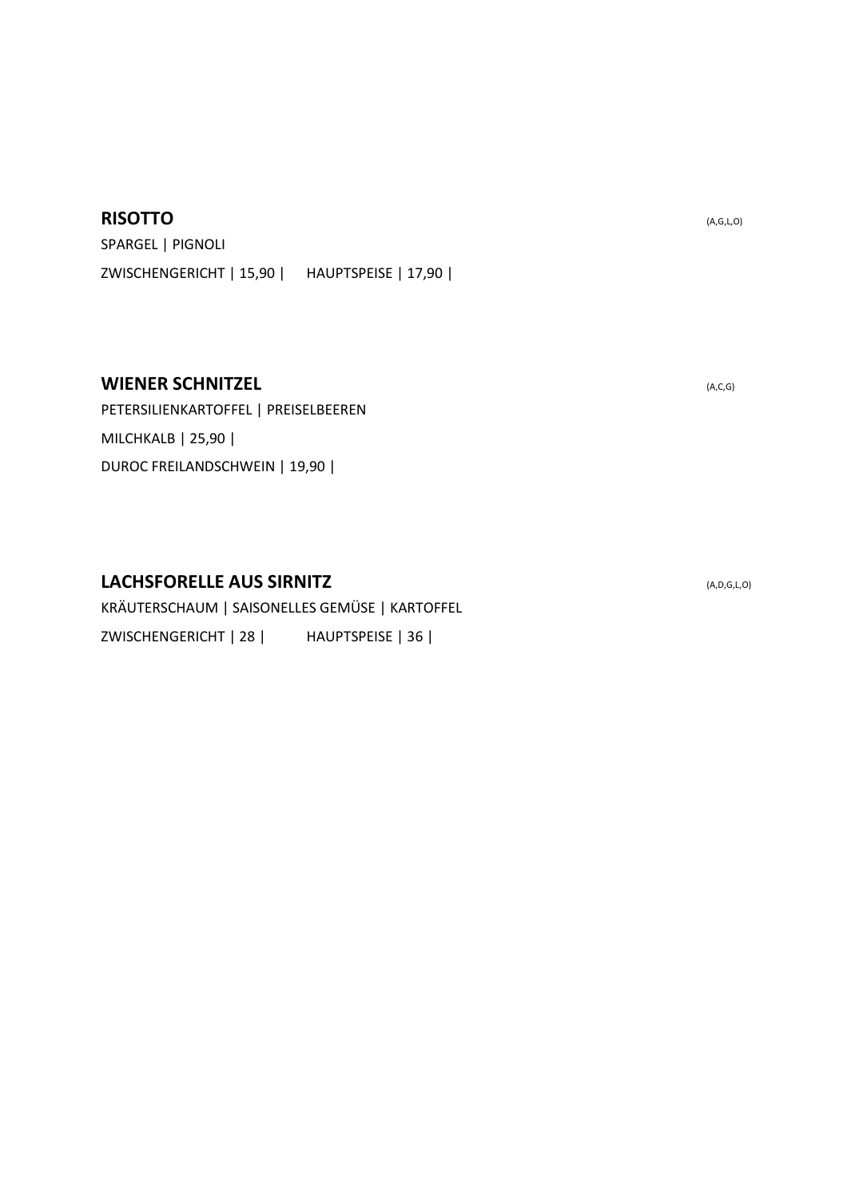**RISOTTO** (A,G,L,O)

SPARGEL | PIGNOLI

ZWISCHENGERICHT | 15,90 | HAUPTSPEISE | 17,90 |

**WIENER SCHNITZEL** (A,C,G)

PETERSILIENKARTOFFEL | PREISELBEEREN

MILCHKALB | 25,90 |

DUROC FREILANDSCHWEIN | 19,90 |

**LACHSFORELLE AUS SIRNITZ** (A,D,G,L,O)

KRÄUTERSCHAUM | SAISONELLES GEMÜSE | KARTOFFEL

ZWISCHENGERICHT | 28 | HAUPTSPEISE | 36 |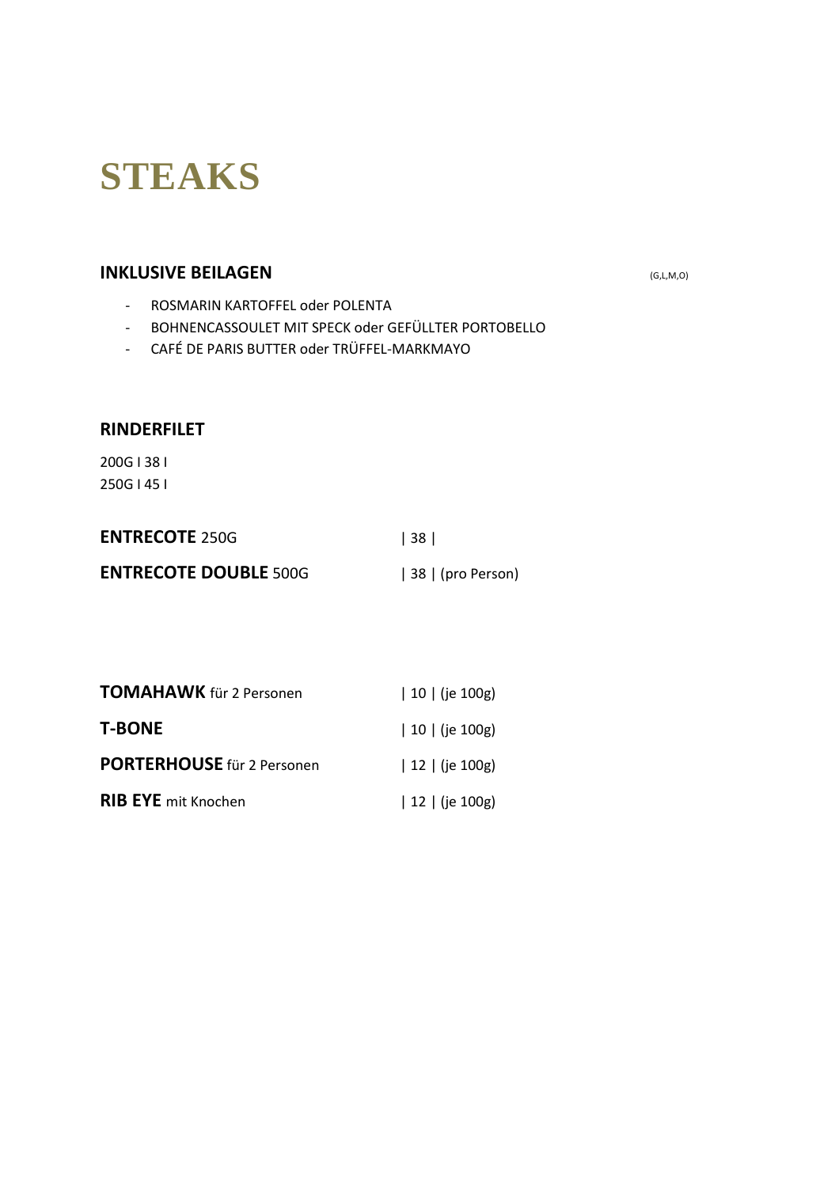# STEAKS

## INKLUSIVE BEILAGEN

(G,L,M,O)

- ROSMARIN KARTOFFEL oder POLENTA
- BOHNENCASSOULET MIT SPECK oder GEFÜLLTER PORTOBELLO
- CAFÉ DE PARIS BUTTER oder TRÜFFEL-MARKMAYO

## RINDERFILET

200G I 38 I
250G I 45 I

**ENTRECOTE** 250G | 38 |

**ENTRECOTE DOUBLE** 500G | 38 | (pro Person)

**TOMAHAWK** für 2 Personen | 10 | (je 100g)

**T-BONE** | 10 | (je 100g)

**PORTERHOUSE** für 2 Personen | 12 | (je 100g)

**RIB EYE** mit Knochen | 12 | (je 100g)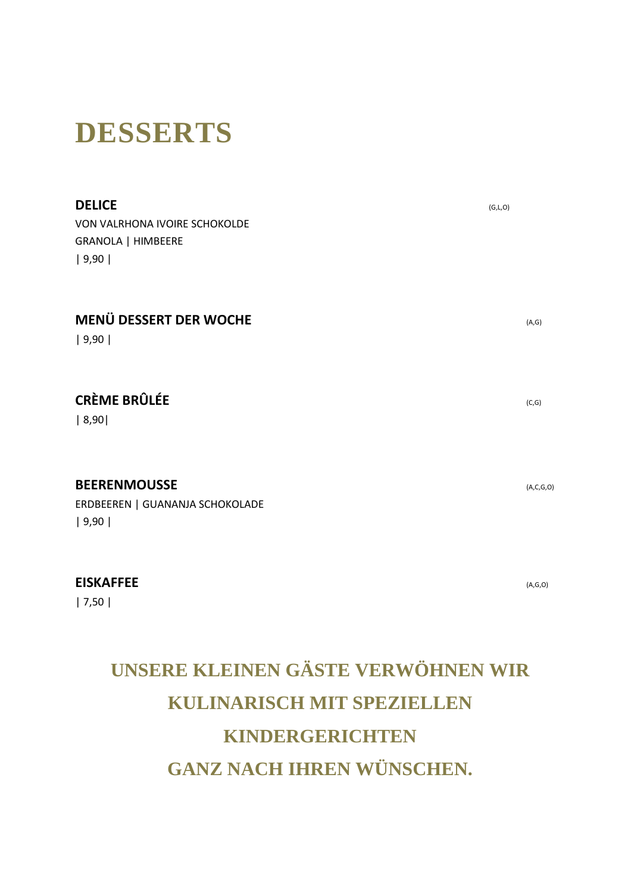# DESSERTS

**DELICE** (G,L,O)
VON VALRHONA IVOIRE SCHOKOLDE
GRANOLA | HIMBEERE
| 9,90 |

**MENÜ DESSERT DER WOCHE** (A,G)
| 9,90 |

**CRÈME BRÛLÉE** (C,G)
| 8,90|

**BEERENMOUSSE** (A,C,G,O)
ERDBEEREN | GUANANJA SCHOKOLADE
| 9,90 |

**EISKAFFEE** (A,G,O)
| 7,50 |

## UNSERE KLEINEN GÄSTE VERWÖHNEN WIR KULINARISCH MIT SPEZIELLEN KINDERGERICHTEN GANZ NACH IHREN WÜNSCHEN.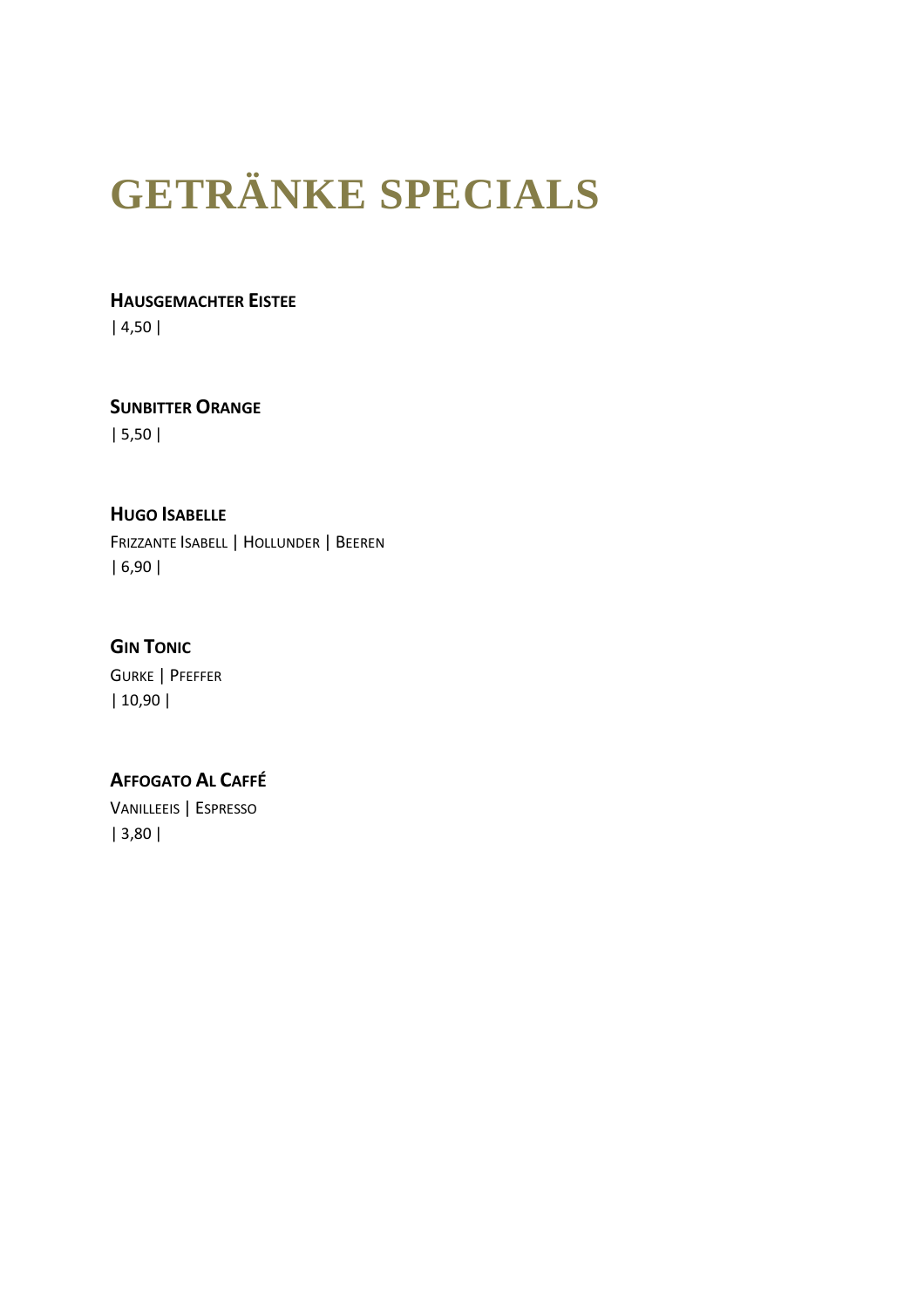# GETRÄNKE SPECIALS

**HAUSGEMACHTER EISTEE**
| 4,50 |

**SUNBITTER ORANGE**
| 5,50 |

**HUGO ISABELLE**
FRIZZANTE ISABELL | HOLLUNDER | BEEREN
| 6,90 |

**GIN TONIC**
GURKE | PFEFFER
| 10,90 |

**AFFOGATO AL CAFFÉ**
VANILLEEIS | ESPRESSO
| 3,80 |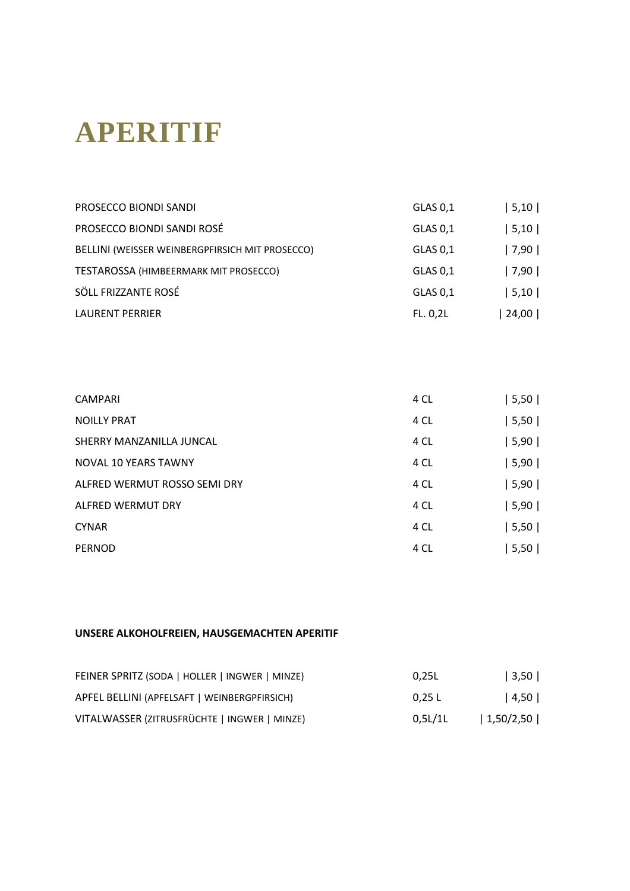# APERITIF

| | | |
|---|---|---|
| PROSECCO BIONDI SANDI | GLAS 0,1 | \| 5,10 \| |
| PROSECCO BIONDI SANDI ROSÉ | GLAS 0,1 | \| 5,10 \| |
| BELLINI (WEISSER WEINBERGPFIRSICH MIT PROSECCO) | GLAS 0,1 | \| 7,90 \| |
| TESTAROSSA (HIMBEERMARK MIT PROSECCO) | GLAS 0,1 | \| 7,90 \| |
| SÖLL FRIZZANTE ROSÉ | GLAS 0,1 | \| 5,10 \| |
| LAURENT PERRIER | FL. 0,2L | \| 24,00 \| |

| | | |
|---|---|---|
| CAMPARI | 4 CL | \| 5,50 \| |
| NOILLY PRAT | 4 CL | \| 5,50 \| |
| SHERRY MANZANILLA JUNCAL | 4 CL | \| 5,90 \| |
| NOVAL 10 YEARS TAWNY | 4 CL | \| 5,90 \| |
| ALFRED WERMUT ROSSO SEMI DRY | 4 CL | \| 5,90 \| |
| ALFRED WERMUT DRY | 4 CL | \| 5,90 \| |
| CYNAR | 4 CL | \| 5,50 \| |
| PERNOD | 4 CL | \| 5,50 \| |

**UNSERE ALKOHOLFREIEN, HAUSGEMACHTEN APERITIF**

| | | |
|---|---|---|
| FEINER SPRITZ (SODA \| HOLLER \| INGWER \| MINZE) | 0,25L | \| 3,50 \| |
| APFEL BELLINI (APFELSAFT \| WEINBERGPFIRSICH) | 0,25 L | \| 4,50 \| |
| VITALWASSER (ZITRUSFRÜCHTE \| INGWER \| MINZE) | 0,5L/1L | \| 1,50/2,50 \| |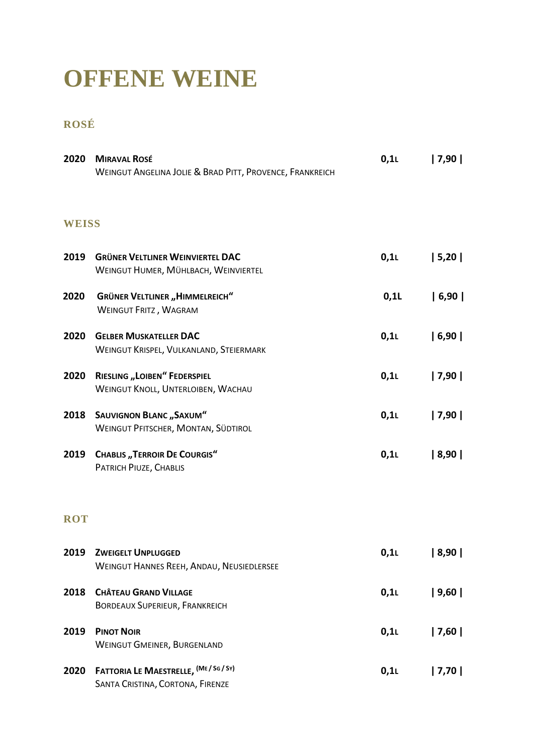# OFFENE WEINE

## ROSÉ

| | | | |
|---|---|---|---|
| 2020 | **Miraval Rosé**<br>Weingut Angelina Jolie & Brad Pitt, Provence, Frankreich | 0,1L | \| 7,90 \| |

## WEISS

| | | | |
|---|---|---|---|
| 2019 | **Grüner Veltliner Weinviertel DAC**<br>Weingut Humer, Mühlbach, Weinviertel | 0,1L | \| 5,20 \| |
| 2020 | **Grüner Veltliner „Himmelreich“**<br>Weingut Fritz , Wagram | 0,1L | \| 6,90 \| |
| 2020 | **Gelber Muskateller DAC**<br>Weingut Krispel, Vulkanland, Steiermark | 0,1L | \| 6,90 \| |
| 2020 | **Riesling „Loiben“ Federspiel**<br>Weingut Knoll, Unterloiben, Wachau | 0,1L | \| 7,90 \| |
| 2018 | **Sauvignon Blanc „Saxum“**<br>Weingut Pfitscher, Montan, Südtirol | 0,1L | \| 7,90 \| |
| 2019 | **Chablis „Terroir De Courgis“**<br>Patrich Piuze, Chablis | 0,1L | \| 8,90 \| |

## ROT

| | | | |
|---|---|---|---|
| 2019 | **Zweigelt Unplugged**<br>Weingut Hannes Reeh, Andau, Neusiedlersee | 0,1L | \| 8,90 \| |
| 2018 | **Château Grand Village**<br>Bordeaux Superieur, Frankreich | 0,1L | \| 9,60 \| |
| 2019 | **Pinot Noir**<br>Weingut Gmeiner, Burgenland | 0,1L | \| 7,60 \| |
| 2020 | **Fattoria Le Maestrelle,** (Me / Sg / Sy)<br>Santa Cristina, Cortona, Firenze | 0,1L | \| 7,70 \| |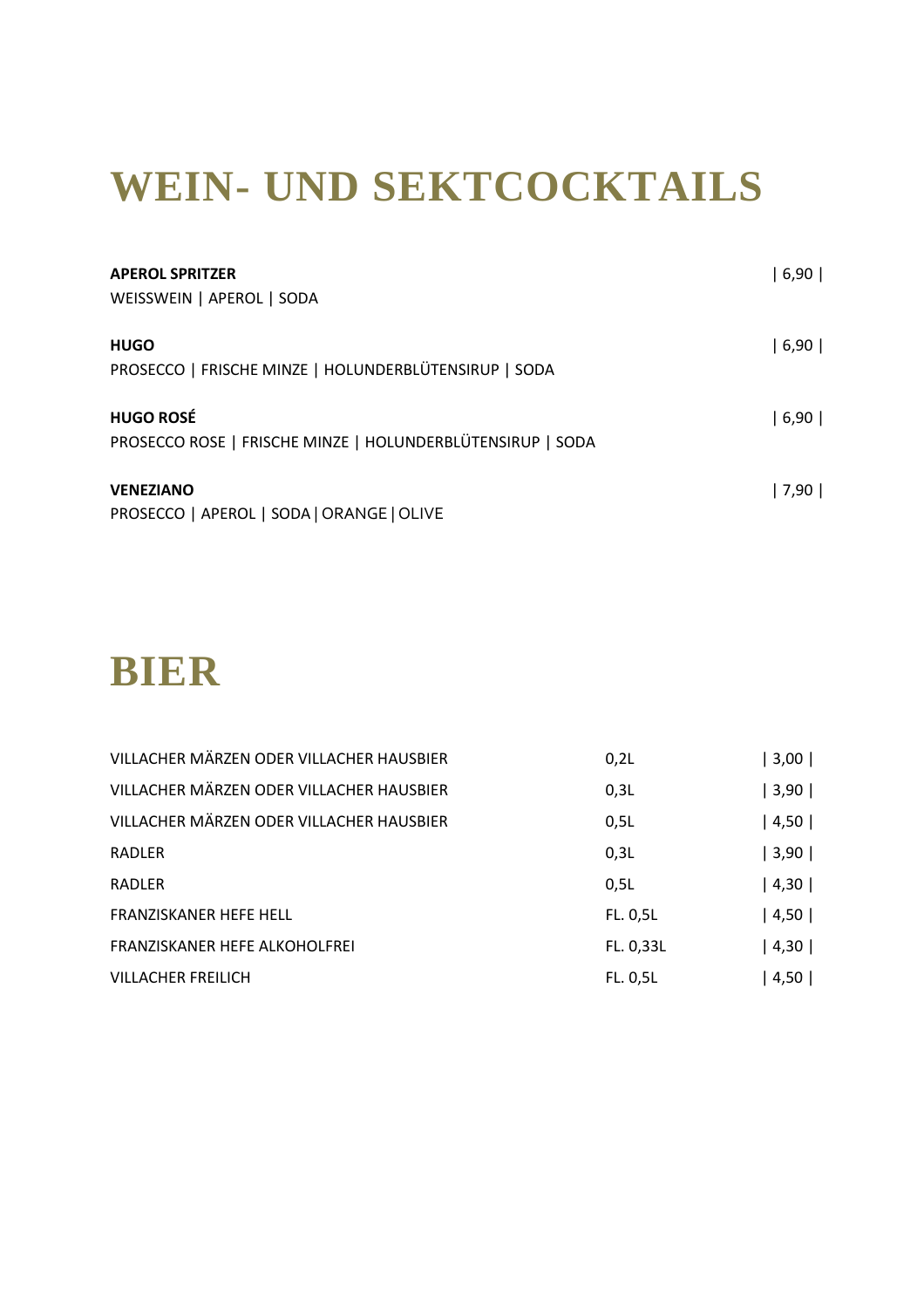# WEIN- UND SEKTCOCKTAILS

**APEROL SPRITZER** | 6,90 |
WEISSWEIN | APEROL | SODA

**HUGO** | 6,90 |
PROSECCO | FRISCHE MINZE | HOLUNDERBLÜTENSIRUP | SODA

**HUGO ROSÉ** | 6,90 |
PROSECCO ROSE | FRISCHE MINZE | HOLUNDERBLÜTENSIRUP | SODA

**VENEZIANO** | 7,90 |
PROSECCO | APEROL | SODA | ORANGE | OLIVE

# BIER

| | | |
|---|---|---|
| VILLACHER MÄRZEN ODER VILLACHER HAUSBIER | 0,2L | 3,00 |
| VILLACHER MÄRZEN ODER VILLACHER HAUSBIER | 0,3L | 3,90 |
| VILLACHER MÄRZEN ODER VILLACHER HAUSBIER | 0,5L | 4,50 |
| RADLER | 0,3L | 3,90 |
| RADLER | 0,5L | 4,30 |
| FRANZISKANER HEFE HELL | FL. 0,5L | 4,50 |
| FRANZISKANER HEFE ALKOHOLFREI | FL. 0,33L | 4,30 |
| VILLACHER FREILICH | FL. 0,5L | 4,50 |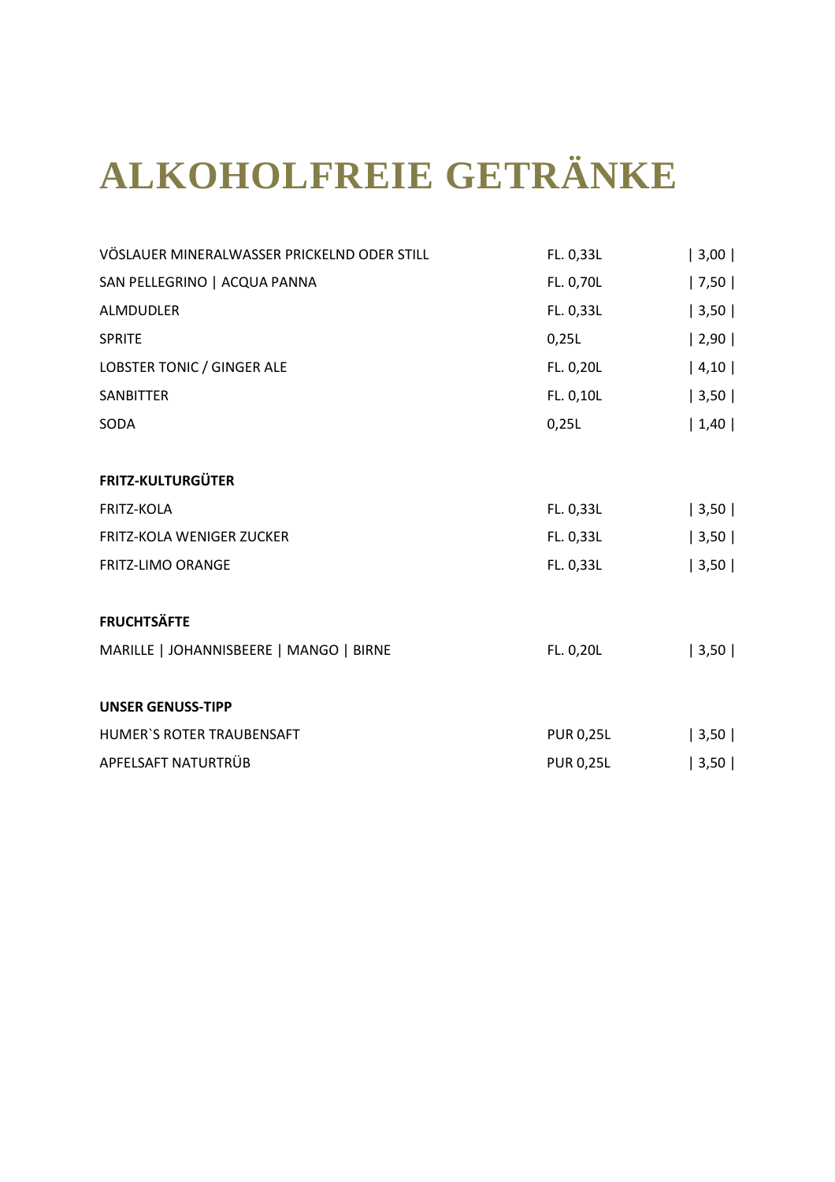# ALKOHOLFREIE GETRÄNKE

| | | |
|---|---|---|
| VÖSLAUER MINERALWASSER PRICKELND ODER STILL | FL. 0,33L | \| 3,00 \| |
| SAN PELLEGRINO \| ACQUA PANNA | FL. 0,70L | \| 7,50 \| |
| ALMDUDLER | FL. 0,33L | \| 3,50 \| |
| SPRITE | 0,25L | \| 2,90 \| |
| LOBSTER TONIC / GINGER ALE | FL. 0,20L | \| 4,10 \| |
| SANBITTER | FL. 0,10L | \| 3,50 \| |
| SODA | 0,25L | \| 1,40 \| |

**FRITZ-KULTURGÜTER**

| | | |
|---|---|---|
| FRITZ-KOLA | FL. 0,33L | \| 3,50 \| |
| FRITZ-KOLA WENIGER ZUCKER | FL. 0,33L | \| 3,50 \| |
| FRITZ-LIMO ORANGE | FL. 0,33L | \| 3,50 \| |

**FRUCHTSÄFTE**

| | | |
|---|---|---|
| MARILLE \| JOHANNISBEERE \| MANGO \| BIRNE | FL. 0,20L | \| 3,50 \| |

**UNSER GENUSS-TIPP**

| | | |
|---|---|---|
| HUMER`S ROTER TRAUBENSAFT | PUR 0,25L | \| 3,50 \| |
| APFELSAFT NATURTRÜB | PUR 0,25L | \| 3,50 \| |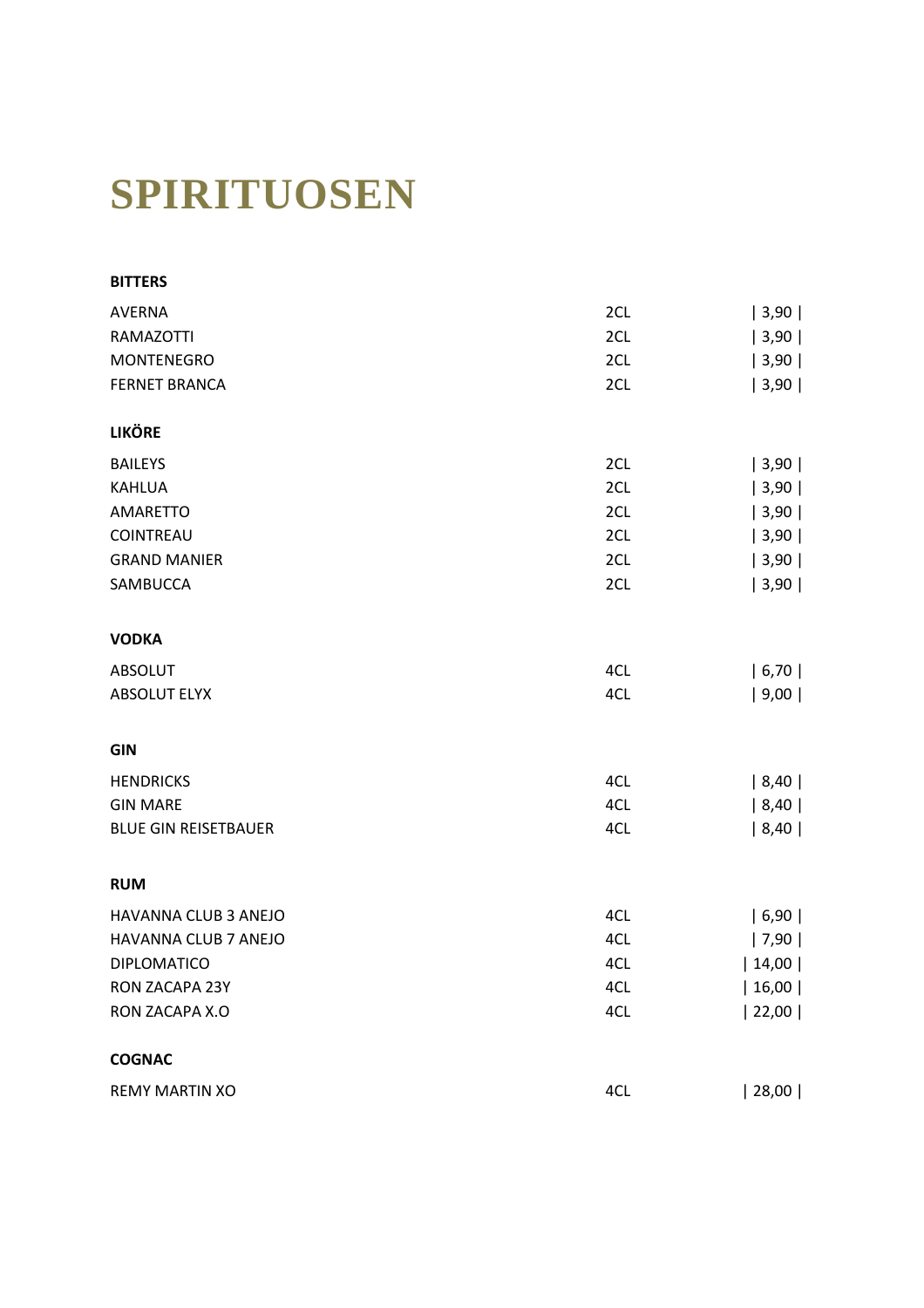# SPIRITUOSEN

**BITTERS**

| | | |
|---|---|---|
| AVERNA | 2CL | \| 3,90 \| |
| RAMAZOTTI | 2CL | \| 3,90 \| |
| MONTENEGRO | 2CL | \| 3,90 \| |
| FERNET BRANCA | 2CL | \| 3,90 \| |

**LIKÖRE**

| | | |
|---|---|---|
| BAILEYS | 2CL | \| 3,90 \| |
| KAHLUA | 2CL | \| 3,90 \| |
| AMARETTO | 2CL | \| 3,90 \| |
| COINTREAU | 2CL | \| 3,90 \| |
| GRAND MANIER | 2CL | \| 3,90 \| |
| SAMBUCCA | 2CL | \| 3,90 \| |

**VODKA**

| | | |
|---|---|---|
| ABSOLUT | 4CL | \| 6,70 \| |
| ABSOLUT ELYX | 4CL | \| 9,00 \| |

**GIN**

| | | |
|---|---|---|
| HENDRICKS | 4CL | \| 8,40 \| |
| GIN MARE | 4CL | \| 8,40 \| |
| BLUE GIN REISETBAUER | 4CL | \| 8,40 \| |

**RUM**

| | | |
|---|---|---|
| HAVANNA CLUB 3 ANEJO | 4CL | \| 6,90 \| |
| HAVANNA CLUB 7 ANEJO | 4CL | \| 7,90 \| |
| DIPLOMATICO | 4CL | \| 14,00 \| |
| RON ZACAPA 23Y | 4CL | \| 16,00 \| |
| RON ZACAPA X.O | 4CL | \| 22,00 \| |

**COGNAC**

| | | |
|---|---|---|
| REMY MARTIN XO | 4CL | \| 28,00 \| |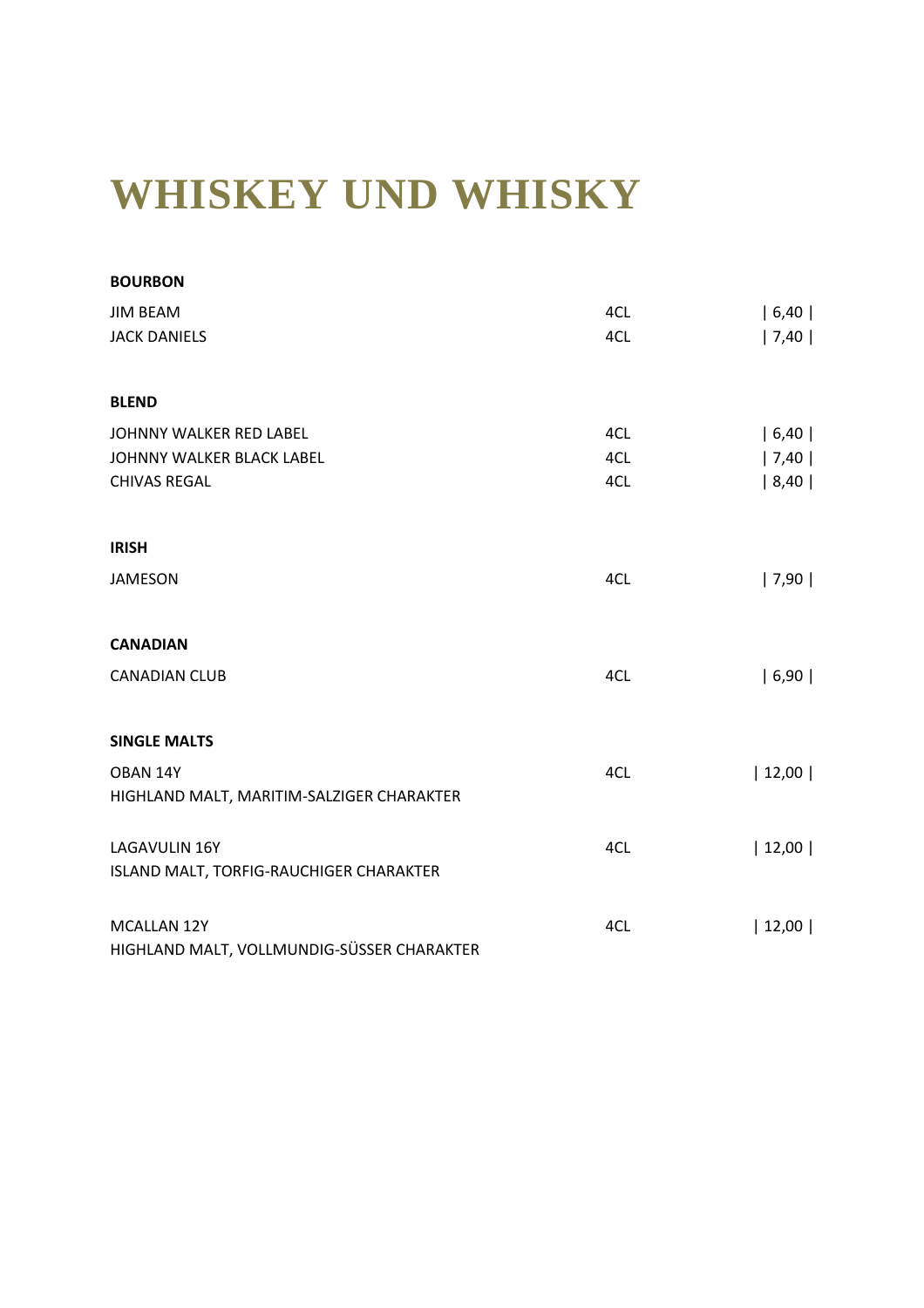# WHISKEY UND WHISKY

**BOURBON**

| | | |
|---|---|---|
| JIM BEAM | 4CL | \| 6,40 \| |
| JACK DANIELS | 4CL | \| 7,40 \| |

**BLEND**

| | | |
|---|---|---|
| JOHNNY WALKER RED LABEL | 4CL | \| 6,40 \| |
| JOHNNY WALKER BLACK LABEL | 4CL | \| 7,40 \| |
| CHIVAS REGAL | 4CL | \| 8,40 \| |

**IRISH**

| | | |
|---|---|---|
| JAMESON | 4CL | \| 7,90 \| |

**CANADIAN**

| | | |
|---|---|---|
| CANADIAN CLUB | 4CL | \| 6,90 \| |

**SINGLE MALTS**

| | | |
|---|---|---|
| OBAN 14Y<br>HIGHLAND MALT, MARITIM-SALZIGER CHARAKTER | 4CL | \| 12,00 \| |
| LAGAVULIN 16Y<br>ISLAND MALT, TORFIG-RAUCHIGER CHARAKTER | 4CL | \| 12,00 \| |
| MCALLAN 12Y<br>HIGHLAND MALT, VOLLMUNDIG-SÜSSER CHARAKTER | 4CL | \| 12,00 \| |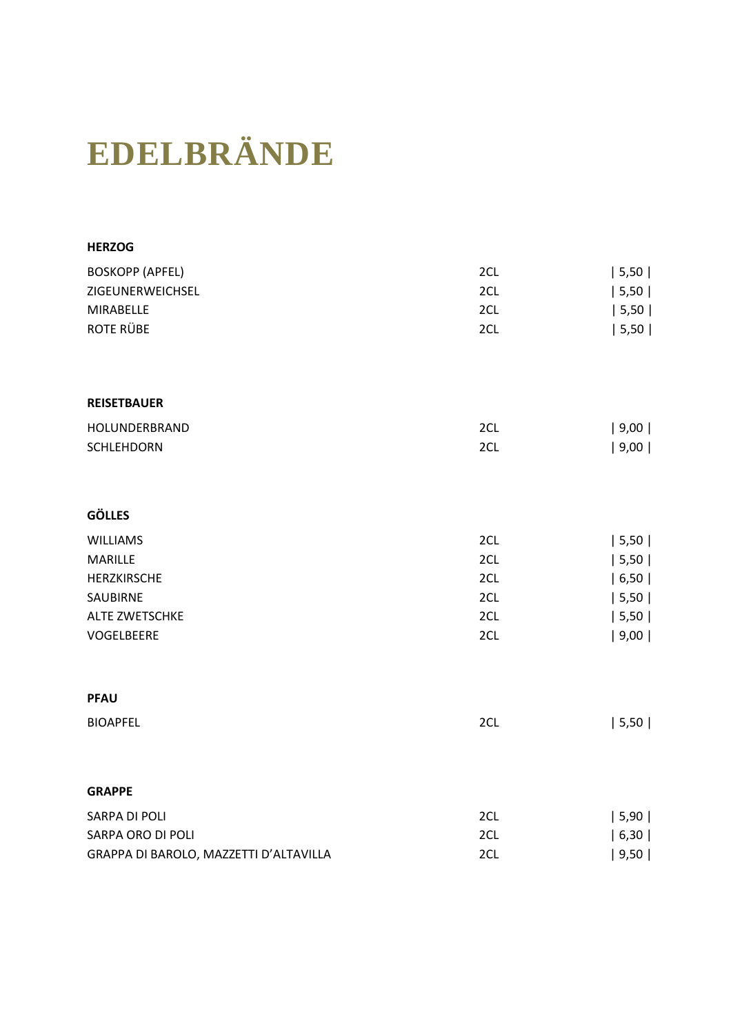# EDELBRÄNDE

**HERZOG**

| | | |
|---|---|---|
| BOSKOPP (APFEL) | 2CL | \| 5,50 \| |
| ZIGEUNERWEICHSEL | 2CL | \| 5,50 \| |
| MIRABELLE | 2CL | \| 5,50 \| |
| ROTE RÜBE | 2CL | \| 5,50 \| |

**REISETBAUER**

| | | |
|---|---|---|
| HOLUNDERBRAND | 2CL | \| 9,00 \| |
| SCHLEHDORN | 2CL | \| 9,00 \| |

**GÖLLES**

| | | |
|---|---|---|
| WILLIAMS | 2CL | \| 5,50 \| |
| MARILLE | 2CL | \| 5,50 \| |
| HERZKIRSCHE | 2CL | \| 6,50 \| |
| SAUBIRNE | 2CL | \| 5,50 \| |
| ALTE ZWETSCHKE | 2CL | \| 5,50 \| |
| VOGELBEERE | 2CL | \| 9,00 \| |

**PFAU**

| | | |
|---|---|---|
| BIOAPFEL | 2CL | \| 5,50 \| |

**GRAPPE**

| | | |
|---|---|---|
| SARPA DI POLI | 2CL | \| 5,90 \| |
| SARPA ORO DI POLI | 2CL | \| 6,30 \| |
| GRAPPA DI BAROLO, MAZZETTI D'ALTAVILLA | 2CL | \| 9,50 \| |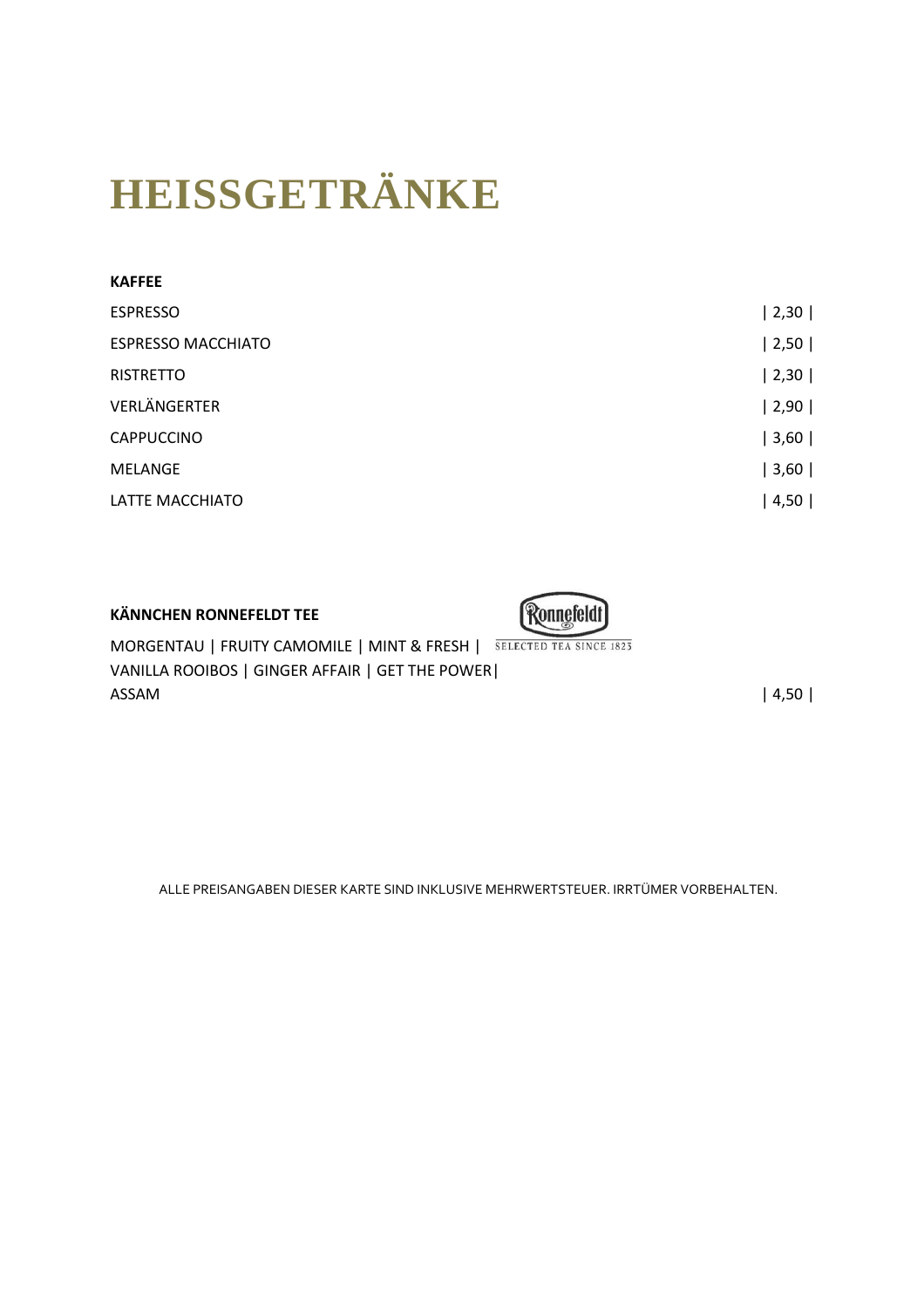# HEISSGETRÄNKE

**KAFFEE**

| | |
|---|---|
| ESPRESSO | \| 2,30 \| |
| ESPRESSO MACCHIATO | \| 2,50 \| |
| RISTRETTO | \| 2,30 \| |
| VERLÄNGERTER | \| 2,90 \| |
| CAPPUCCINO | \| 3,60 \| |
| MELANGE | \| 3,60 \| |
| LATTE MACCHIATO | \| 4,50 \| |

**KÄNNCHEN RONNEFELDT TEE**

Ronnefeldt SELECTED TEA SINCE 1823

MORGENTAU | FRUITY CAMOMILE | MINT & FRESH | VANILLA ROOIBOS | GINGER AFFAIR | GET THE POWER| ASSAM | 4,50 |

ALLE PREISANGABEN DIESER KARTE SIND INKLUSIVE MEHRWERTSTEUER. IRRTÜMER VORBEHALTEN.